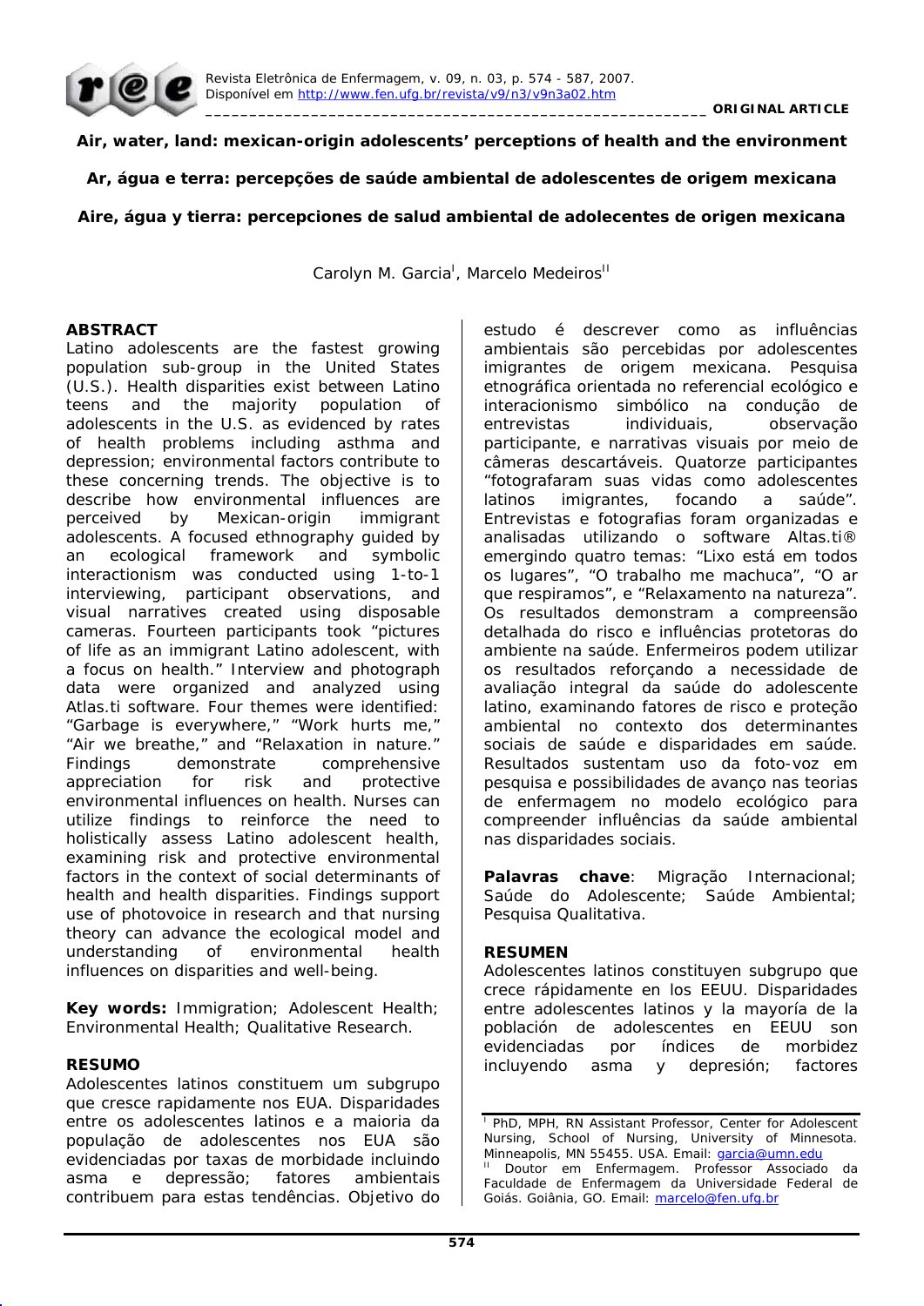ORIGINAL ARTICLE

# Air, water, land: mexican-origin adolescents' perceptions of health and the environment

# Ar, água e terra: percepções de saúde ambiental de adolescentes de origem mexicana

# Aire, água y tierra: percepciones de salud ambiental de adolecentes de origen mexicana

Carolyn M. Garcia[I], Marcelo Medeiros[II]

## ABSTRACT

Latino adolescents are the fastest growing population sub-group in the United States (U.S.). Health disparities exist between Latino teens and the majority population of adolescents in the U.S. as evidenced by rates of health problems including asthma and depression; environmental factors contribute to these concerning trends. The objective is to describe how environmental influences are perceived by Mexican-origin immigrant adolescents. A focused ethnography guided by an ecological framework and symbolic interactionism was conducted using 1-to-1 interviewing, participant observations, and visual narratives created using disposable cameras. Fourteen participants took "pictures of life as an immigrant Latino adolescent, with a focus on health." Interview and photograph data were organized and analyzed using Atlas.ti software. Four themes were identified: "Garbage is everywhere," "Work hurts me," "Air we breathe," and "Relaxation in nature." Findings demonstrate comprehensive appreciation for risk and protective environmental influences on health. Nurses can utilize findings to reinforce the need to holistically assess Latino adolescent health, examining risk and protective environmental factors in the context of social determinants of health and health disparities. Findings support use of photovoice in research and that nursing theory can advance the ecological model and understanding of environmental health influences on disparities and well-being.

**Key words:** Immigration; Adolescent Health; Environmental Health; Qualitative Research.

## RESUMO

Adolescentes latinos constituem um subgrupo que cresce rapidamente nos EUA. Disparidades entre os adolescentes latinos e a maioria da população de adolescentes nos EUA são evidenciadas por taxas de morbidade incluindo asma e depressão; fatores ambientais contribuem para estas tendências. Objetivo do estudo é descrever como as influências ambientais são percebidas por adolescentes imigrantes de origem mexicana. Pesquisa etnográfica orientada no referencial ecológico e interacionismo simbólico na condução de entrevistas individuais, observação participante, e narrativas visuais por meio de câmeras descartáveis. Quatorze participantes "fotografaram suas vidas como adolescentes latinos imigrantes, focando a saúde". Entrevistas e fotografias foram organizadas e analisadas utilizando o software Altas.ti® emergindo quatro temas: "Lixo está em todos os lugares", "O trabalho me machuca", "O ar que respiramos", e "Relaxamento na natureza". Os resultados demonstram a compreensão detalhada do risco e influências protetoras do ambiente na saúde. Enfermeiros podem utilizar os resultados reforçando a necessidade de avaliação integral da saúde do adolescente latino, examinando fatores de risco e proteção ambiental no contexto dos determinantes sociais de saúde e disparidades em saúde. Resultados sustentam uso da foto-voz em pesquisa e possibilidades de avanço nas teorias de enfermagem no modelo ecológico para compreender influências da saúde ambiental nas disparidades sociais.

**Palavras chave**: Migração Internacional; Saúde do Adolescente; Saúde Ambiental; Pesquisa Qualitativa.

## RESUMEN

Adolescentes latinos constituyen subgrupo que crece rápidamente en los EEUU. Disparidades entre adolescentes latinos y la mayoría de la población de adolescentes en EEUU son evidenciadas por índices de morbidez incluyendo asma y depresión; factores

---

[I] PhD, MPH, RN Assistant Professor, Center for Adolescent Nursing, School of Nursing, University of Minnesota. Minneapolis, MN 55455. USA. Email: garcia@umn.edu

[II] Doutor em Enfermagem. Professor Associado da Faculdade de Enfermagem da Universidade Federal de Goiás. Goiânia, GO. Email: marcelo@fen.ufg.br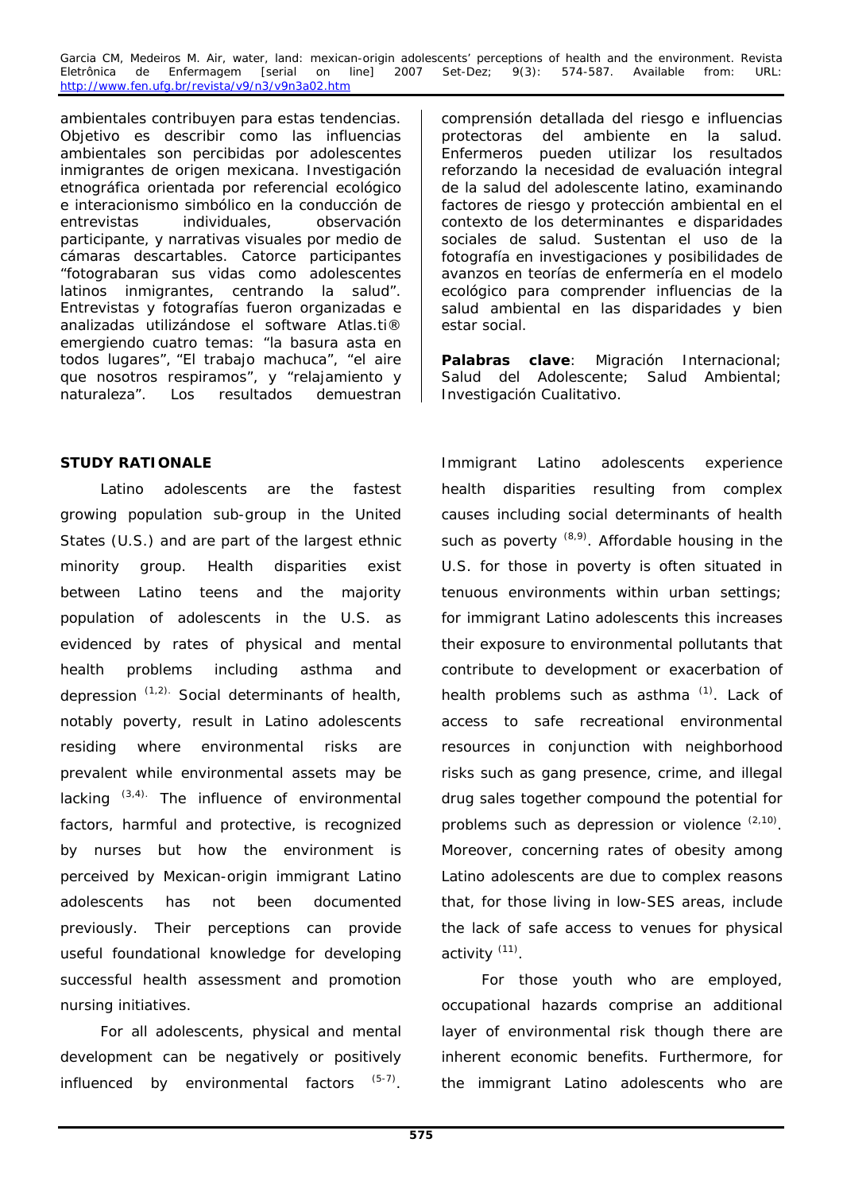ambientales contribuyen para estas tendencias. Objetivo es describir como las influencias ambientales son percibidas por adolescentes inmigrantes de origen mexicana. Investigación etnográfica orientada por referencial ecológico e interacionismo simbólico en la conducción de entrevistas individuales, observación participante, y narrativas visuales por medio de cámaras descartables. Catorce participantes "fotograbaran sus vidas como adolescentes latinos inmigrantes, centrando la salud". Entrevistas y fotografías fueron organizadas e analizadas utilizándose el software Atlas.ti® emergiendo cuatro temas: "la basura asta en todos lugares", "El trabajo machuca", "el aire que nosotros respiramos", y "relajamiento y naturaleza". Los resultados demuestran comprensión detallada del riesgo e influencias protectoras del ambiente en la salud. Enfermeros pueden utilizar los resultados reforzando la necesidad de evaluación integral de la salud del adolescente latino, examinando factores de riesgo y protección ambiental en el contexto de los determinantes e disparidades sociales de salud. Sustentan el uso de la fotografía en investigaciones y posibilidades de avanzos en teorías de enfermería en el modelo ecológico para comprender influencias de la salud ambiental en las disparidades y bien estar social.

**Palabras clave**: Migración Internacional; Salud del Adolescente; Salud Ambiental; Investigación Cualitativo.

## STUDY RATIONALE

Latino adolescents are the fastest growing population sub-group in the United States (U.S.) and are part of the largest ethnic minority group. Health disparities exist between Latino teens and the majority population of adolescents in the U.S. as evidenced by rates of physical and mental health problems including asthma and depression [1,2]. Social determinants of health, notably poverty, result in Latino adolescents residing where environmental risks are prevalent while environmental assets may be lacking [3,4]. The influence of environmental factors, harmful and protective, is recognized by nurses but how the environment is perceived by Mexican-origin immigrant Latino adolescents has not been documented previously. Their perceptions can provide useful foundational knowledge for developing successful health assessment and promotion nursing initiatives.

For all adolescents, physical and mental development can be negatively or positively influenced by environmental factors [5-7]. Immigrant Latino adolescents experience health disparities resulting from complex causes including social determinants of health such as poverty [8,9]. Affordable housing in the U.S. for those in poverty is often situated in tenuous environments within urban settings; for immigrant Latino adolescents this increases their exposure to environmental pollutants that contribute to development or exacerbation of health problems such as asthma [1]. Lack of access to safe recreational environmental resources in conjunction with neighborhood risks such as gang presence, crime, and illegal drug sales together compound the potential for problems such as depression or violence [2,10]. Moreover, concerning rates of obesity among Latino adolescents are due to complex reasons that, for those living in low-SES areas, include the lack of safe access to venues for physical activity [11].

For those youth who are employed, occupational hazards comprise an additional layer of environmental risk though there are inherent economic benefits. Furthermore, for the immigrant Latino adolescents who are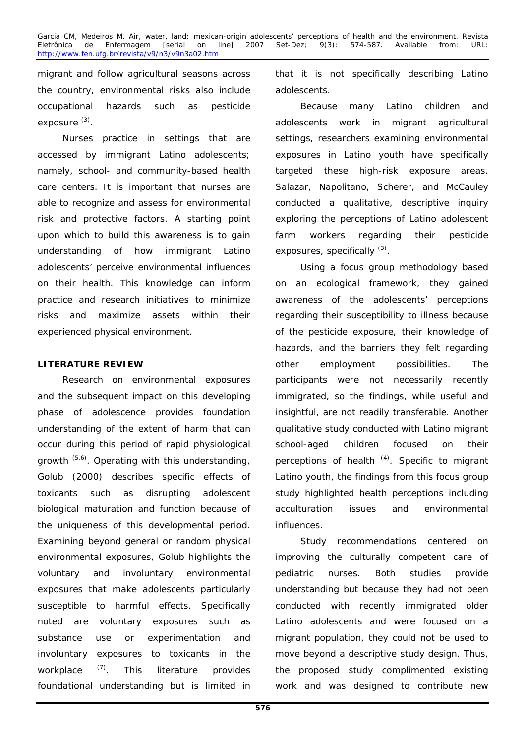migrant and follow agricultural seasons across the country, environmental risks also include occupational hazards such as pesticide exposure [3].

Nurses practice in settings that are accessed by immigrant Latino adolescents; namely, school- and community-based health care centers. It is important that nurses are able to recognize and assess for environmental risk and protective factors. A starting point upon which to build this awareness is to gain understanding of how immigrant Latino adolescents' perceive environmental influences on their health. This knowledge can inform practice and research initiatives to minimize risks and maximize assets within their experienced physical environment.

**LITERATURE REVIEW**

Research on environmental exposures and the subsequent impact on this developing phase of adolescence provides foundation understanding of the extent of harm that can occur during this period of rapid physiological growth [5,6]. Operating with this understanding, Golub (2000) describes specific effects of toxicants such as disrupting adolescent biological maturation and function because of the uniqueness of this developmental period. Examining beyond general or random physical environmental exposures, Golub highlights the voluntary and involuntary environmental exposures that make adolescents particularly susceptible to harmful effects. Specifically noted are voluntary exposures such as substance use or experimentation and involuntary exposures to toxicants in the workplace [7]. This literature provides foundational understanding but is limited in that it is not specifically describing Latino adolescents.

Because many Latino children and adolescents work in migrant agricultural settings, researchers examining environmental exposures in Latino youth have specifically targeted these high-risk exposure areas. Salazar, Napolitano, Scherer, and McCauley conducted a qualitative, descriptive inquiry exploring the perceptions of Latino adolescent farm workers regarding their pesticide exposures, specifically [3].

Using a focus group methodology based on an ecological framework, they gained awareness of the adolescents' perceptions regarding their susceptibility to illness because of the pesticide exposure, their knowledge of hazards, and the barriers they felt regarding other employment possibilities. The participants were not necessarily recently immigrated, so the findings, while useful and insightful, are not readily transferable. Another qualitative study conducted with Latino migrant school-aged children focused on their perceptions of health [4]. Specific to migrant Latino youth, the findings from this focus group study highlighted health perceptions including acculturation issues and environmental influences.

Study recommendations centered on improving the culturally competent care of pediatric nurses. Both studies provide understanding but because they had not been conducted with recently immigrated older Latino adolescents and were focused on a migrant population, they could not be used to move beyond a descriptive study design. Thus, the proposed study complimented existing work and was designed to contribute new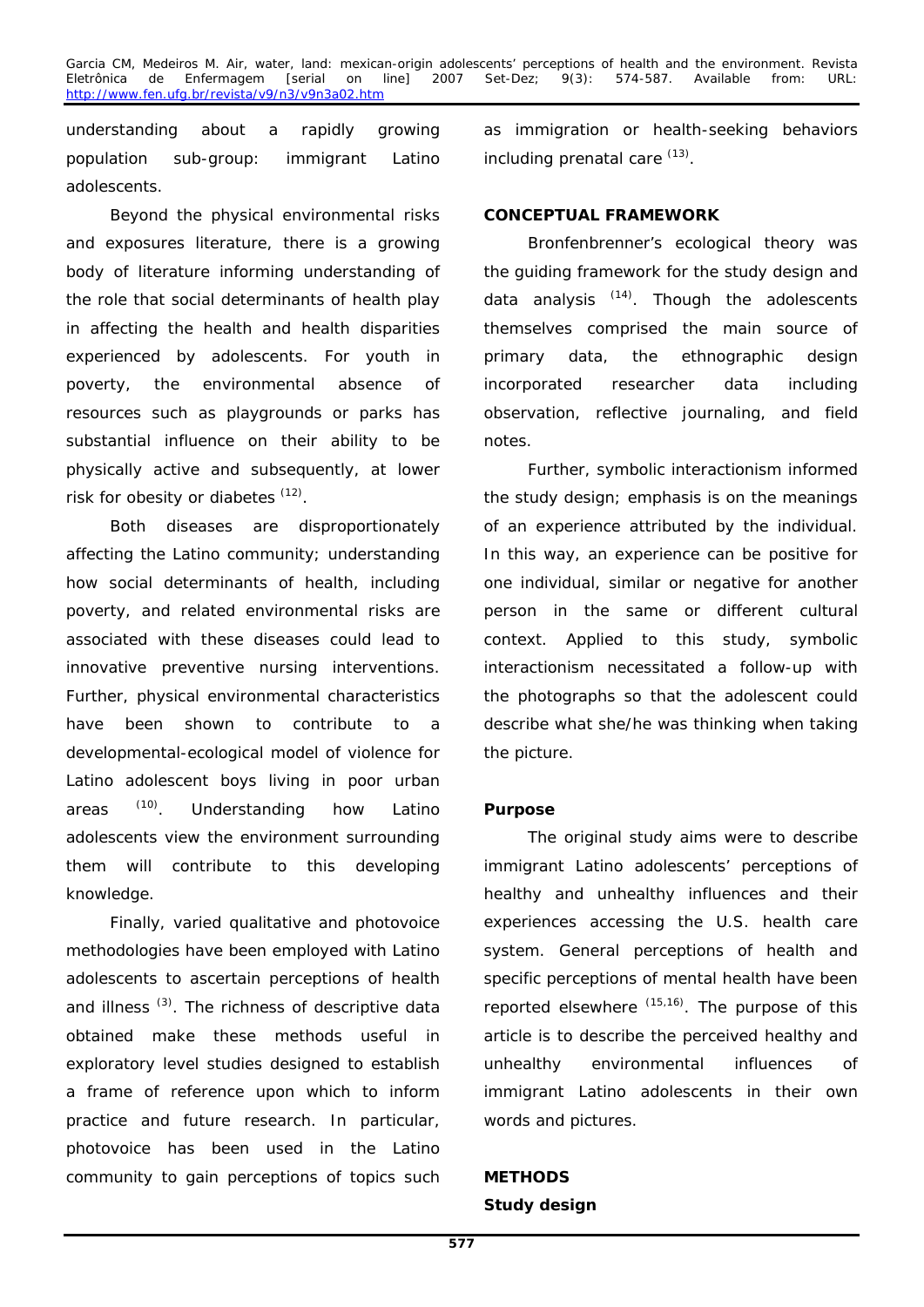understanding about a rapidly growing population sub-group: immigrant Latino adolescents.

Beyond the physical environmental risks and exposures literature, there is a growing body of literature informing understanding of the role that social determinants of health play in affecting the health and health disparities experienced by adolescents. For youth in poverty, the environmental absence of resources such as playgrounds or parks has substantial influence on their ability to be physically active and subsequently, at lower risk for obesity or diabetes [12].

Both diseases are disproportionately affecting the Latino community; understanding how social determinants of health, including poverty, and related environmental risks are associated with these diseases could lead to innovative preventive nursing interventions. Further, physical environmental characteristics have been shown to contribute to a developmental-ecological model of violence for Latino adolescent boys living in poor urban areas [10]. Understanding how Latino adolescents view the environment surrounding them will contribute to this developing knowledge.

Finally, varied qualitative and photovoice methodologies have been employed with Latino adolescents to ascertain perceptions of health and illness [3]. The richness of descriptive data obtained make these methods useful in exploratory level studies designed to establish a frame of reference upon which to inform practice and future research. In particular, photovoice has been used in the Latino community to gain perceptions of topics such as immigration or health-seeking behaviors including prenatal care [13].

**CONCEPTUAL FRAMEWORK**

Bronfenbrenner's ecological theory was the guiding framework for the study design and data analysis [14]. Though the adolescents themselves comprised the main source of primary data, the ethnographic design incorporated researcher data including observation, reflective journaling, and field notes.

Further, symbolic interactionism informed the study design; emphasis is on the meanings of an experience attributed by the individual. In this way, an experience can be positive for one individual, similar or negative for another person in the same or different cultural context. Applied to this study, symbolic interactionism necessitated a follow-up with the photographs so that the adolescent could describe what she/he was thinking when taking the picture.

**Purpose**

The original study aims were to describe immigrant Latino adolescents' perceptions of healthy and unhealthy influences and their experiences accessing the U.S. health care system. General perceptions of health and specific perceptions of mental health have been reported elsewhere [15,16]. The purpose of this article is to describe the perceived healthy and unhealthy environmental influences of immigrant Latino adolescents in their own words and pictures.

**METHODS**

**Study design**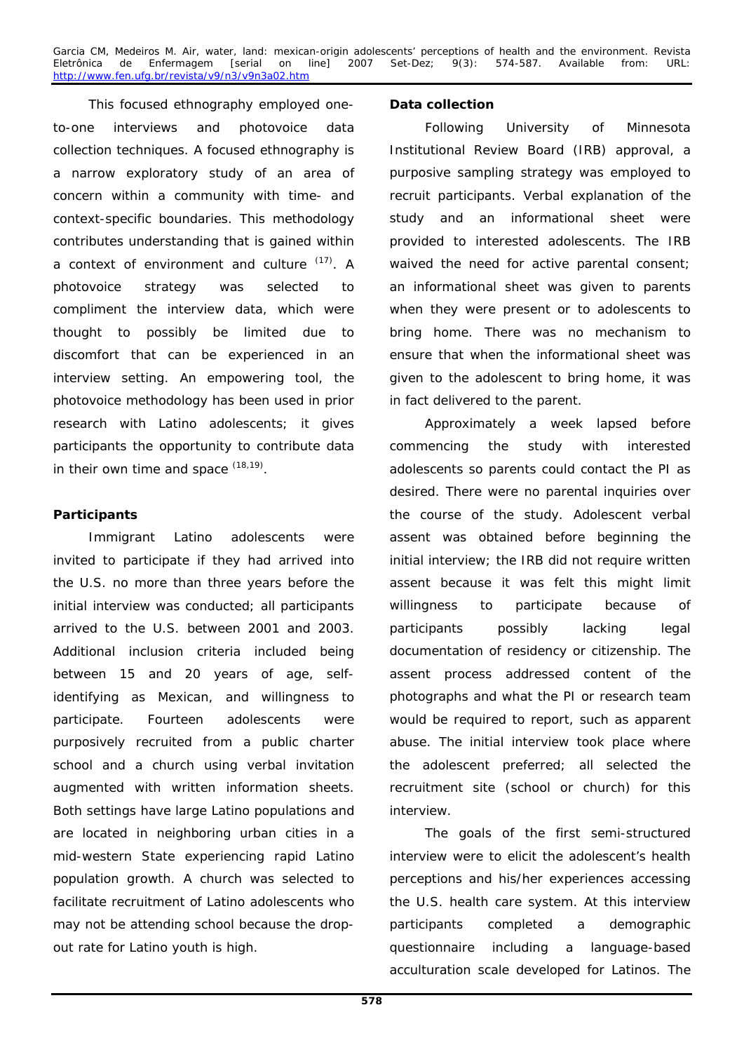This focused ethnography employed one-to-one interviews and photovoice data collection techniques. A focused ethnography is a narrow exploratory study of an area of concern within a community with time- and context-specific boundaries. This methodology contributes understanding that is gained within a context of environment and culture [17]. A photovoice strategy was selected to compliment the interview data, which were thought to possibly be limited due to discomfort that can be experienced in an interview setting. An empowering tool, the photovoice methodology has been used in prior research with Latino adolescents; it gives participants the opportunity to contribute data in their own time and space [18,19].

**Participants**

Immigrant Latino adolescents were invited to participate if they had arrived into the U.S. no more than three years before the initial interview was conducted; all participants arrived to the U.S. between 2001 and 2003. Additional inclusion criteria included being between 15 and 20 years of age, self-identifying as Mexican, and willingness to participate. Fourteen adolescents were purposively recruited from a public charter school and a church using verbal invitation augmented with written information sheets. Both settings have large Latino populations and are located in neighboring urban cities in a mid-western State experiencing rapid Latino population growth. A church was selected to facilitate recruitment of Latino adolescents who may not be attending school because the drop-out rate for Latino youth is high.

**Data collection**

Following University of Minnesota Institutional Review Board (IRB) approval, a purposive sampling strategy was employed to recruit participants. Verbal explanation of the study and an informational sheet were provided to interested adolescents. The IRB waived the need for active parental consent; an informational sheet was given to parents when they were present or to adolescents to bring home. There was no mechanism to ensure that when the informational sheet was given to the adolescent to bring home, it was in fact delivered to the parent.

Approximately a week lapsed before commencing the study with interested adolescents so parents could contact the PI as desired. There were no parental inquiries over the course of the study. Adolescent verbal assent was obtained before beginning the initial interview; the IRB did not require written assent because it was felt this might limit willingness to participate because of participants possibly lacking legal documentation of residency or citizenship. The assent process addressed content of the photographs and what the PI or research team would be required to report, such as apparent abuse. The initial interview took place where the adolescent preferred; all selected the recruitment site (school or church) for this interview.

The goals of the first semi-structured interview were to elicit the adolescent's health perceptions and his/her experiences accessing the U.S. health care system. At this interview participants completed a demographic questionnaire including a language-based acculturation scale developed for Latinos. The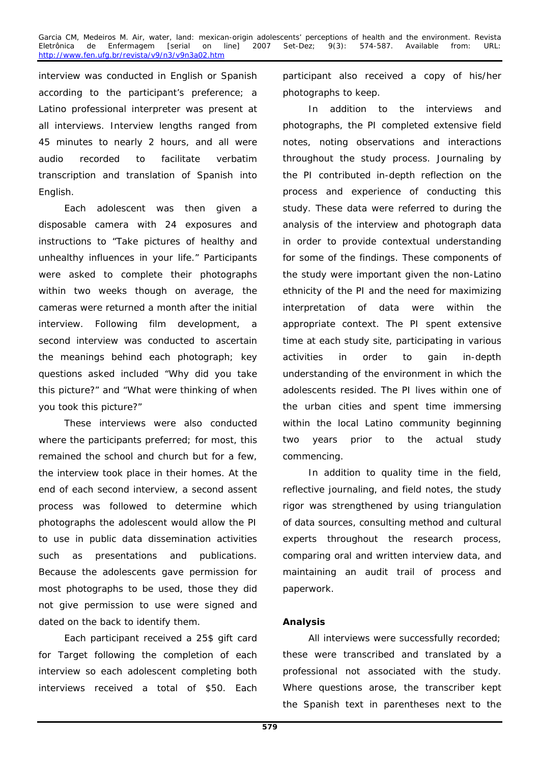interview was conducted in English or Spanish according to the participant's preference; a Latino professional interpreter was present at all interviews. Interview lengths ranged from 45 minutes to nearly 2 hours, and all were audio recorded to facilitate verbatim transcription and translation of Spanish into English.

Each adolescent was then given a disposable camera with 24 exposures and instructions to "Take pictures of healthy and unhealthy influences in your life." Participants were asked to complete their photographs within two weeks though on average, the cameras were returned a month after the initial interview. Following film development, a second interview was conducted to ascertain the meanings behind each photograph; key questions asked included "Why did you take this picture?" and "What were thinking of when you took this picture?"

These interviews were also conducted where the participants preferred; for most, this remained the school and church but for a few, the interview took place in their homes. At the end of each second interview, a second assent process was followed to determine which photographs the adolescent would allow the PI to use in public data dissemination activities such as presentations and publications. Because the adolescents gave permission for most photographs to be used, those they did not give permission to use were signed and dated on the back to identify them.

Each participant received a 25$ gift card for Target following the completion of each interview so each adolescent completing both interviews received a total of $50. Each participant also received a copy of his/her photographs to keep.

In addition to the interviews and photographs, the PI completed extensive field notes, noting observations and interactions throughout the study process. Journaling by the PI contributed in-depth reflection on the process and experience of conducting this study. These data were referred to during the analysis of the interview and photograph data in order to provide contextual understanding for some of the findings. These components of the study were important given the non-Latino ethnicity of the PI and the need for maximizing interpretation of data were within the appropriate context. The PI spent extensive time at each study site, participating in various activities in order to gain in-depth understanding of the environment in which the adolescents resided. The PI lives within one of the urban cities and spent time immersing within the local Latino community beginning two years prior to the actual study commencing.

In addition to quality time in the field, reflective journaling, and field notes, the study rigor was strengthened by using triangulation of data sources, consulting method and cultural experts throughout the research process, comparing oral and written interview data, and maintaining an audit trail of process and paperwork.

**Analysis**

All interviews were successfully recorded; these were transcribed and translated by a professional not associated with the study. Where questions arose, the transcriber kept the Spanish text in parentheses next to the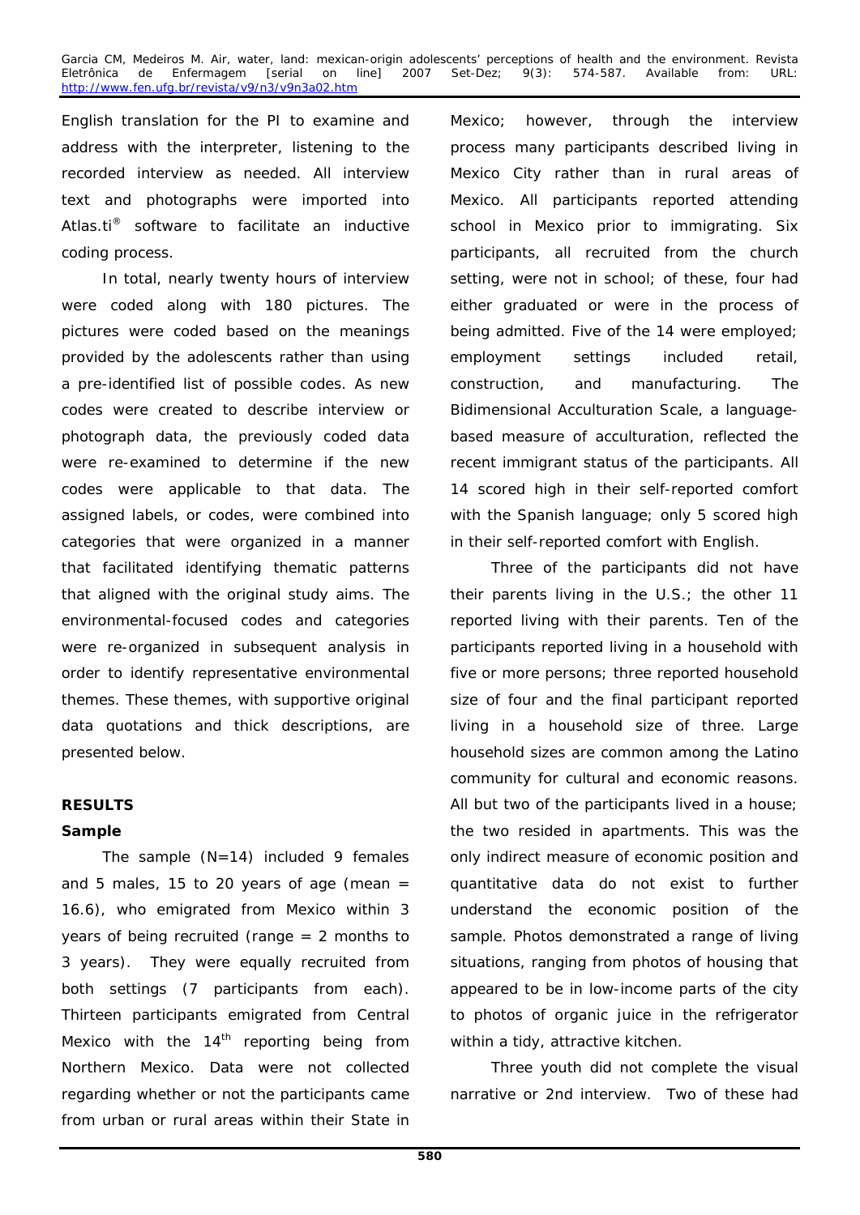English translation for the PI to examine and address with the interpreter, listening to the recorded interview as needed. All interview text and photographs were imported into Atlas.ti® software to facilitate an inductive coding process.

In total, nearly twenty hours of interview were coded along with 180 pictures. The pictures were coded based on the meanings provided by the adolescents rather than using a pre-identified list of possible codes. As new codes were created to describe interview or photograph data, the previously coded data were re-examined to determine if the new codes were applicable to that data. The assigned labels, or codes, were combined into categories that were organized in a manner that facilitated identifying thematic patterns that aligned with the original study aims. The environmental-focused codes and categories were re-organized in subsequent analysis in order to identify representative environmental themes. These themes, with supportive original data quotations and thick descriptions, are presented below.

## RESULTS

### Sample

The sample (N=14) included 9 females and 5 males, 15 to 20 years of age (mean = 16.6), who emigrated from Mexico within 3 years of being recruited (range = 2 months to 3 years). They were equally recruited from both settings (7 participants from each). Thirteen participants emigrated from Central Mexico with the 14th reporting being from Northern Mexico. Data were not collected regarding whether or not the participants came from urban or rural areas within their State in Mexico; however, through the interview process many participants described living in Mexico City rather than in rural areas of Mexico. All participants reported attending school in Mexico prior to immigrating. Six participants, all recruited from the church setting, were not in school; of these, four had either graduated or were in the process of being admitted. Five of the 14 were employed; employment settings included retail, construction, and manufacturing. The Bidimensional Acculturation Scale, a language-based measure of acculturation, reflected the recent immigrant status of the participants. All 14 scored high in their self-reported comfort with the Spanish language; only 5 scored high in their self-reported comfort with English.

Three of the participants did not have their parents living in the U.S.; the other 11 reported living with their parents. Ten of the participants reported living in a household with five or more persons; three reported household size of four and the final participant reported living in a household size of three. Large household sizes are common among the Latino community for cultural and economic reasons. All but two of the participants lived in a house; the two resided in apartments. This was the only indirect measure of economic position and quantitative data do not exist to further understand the economic position of the sample. Photos demonstrated a range of living situations, ranging from photos of housing that appeared to be in low-income parts of the city to photos of organic juice in the refrigerator within a tidy, attractive kitchen.

Three youth did not complete the visual narrative or 2nd interview. Two of these had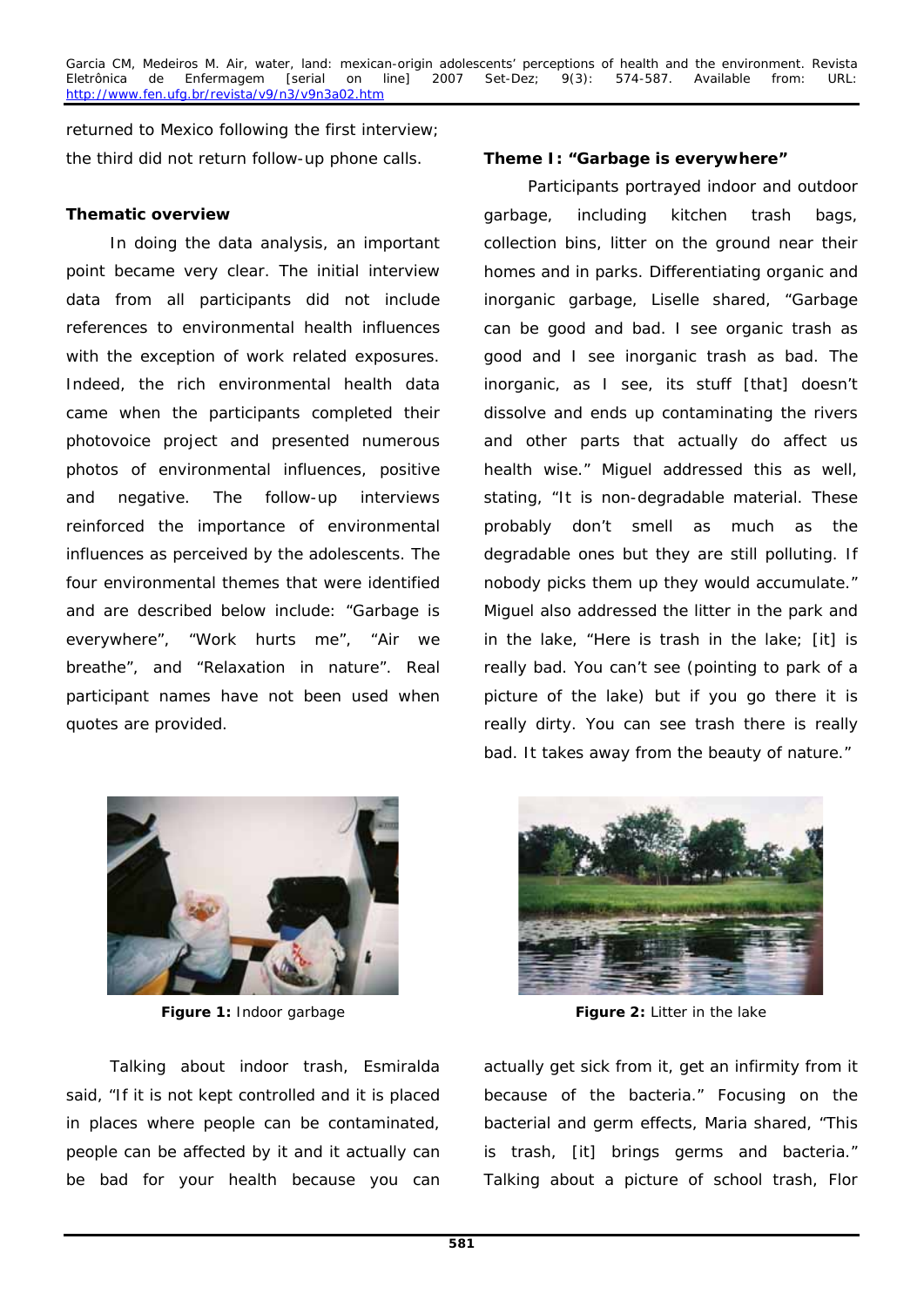returned to Mexico following the first interview; the third did not return follow-up phone calls.

**Thematic overview**

In doing the data analysis, an important point became very clear. The initial interview data from all participants did not include references to environmental health influences with the exception of work related exposures. Indeed, the rich environmental health data came when the participants completed their photovoice project and presented numerous photos of environmental influences, positive and negative. The follow-up interviews reinforced the importance of environmental influences as perceived by the adolescents. The four environmental themes that were identified and are described below include: "Garbage is everywhere", "Work hurts me", "Air we breathe", and "Relaxation in nature". Real participant names have not been used when quotes are provided.

**Theme I: "Garbage is everywhere"**

Participants portrayed indoor and outdoor garbage, including kitchen trash bags, collection bins, litter on the ground near their homes and in parks. Differentiating organic and inorganic garbage, Liselle shared, "Garbage can be good and bad. I see organic trash as good and I see inorganic trash as bad. The inorganic, as I see, its stuff [that] doesn't dissolve and ends up contaminating the rivers and other parts that actually do affect us health wise." Miguel addressed this as well, stating, "It is non-degradable material. These probably don't smell as much as the degradable ones but they are still polluting. If nobody picks them up they would accumulate." Miguel also addressed the litter in the park and in the lake, "Here is trash in the lake; [it] is really bad. You can't see (pointing to park of a picture of the lake) but if you go there it is really dirty. You can see trash there is really bad. It takes away from the beauty of nature."

**Figure 1:** Indoor garbage

**Figure 2:** Litter in the lake

Talking about indoor trash, Esmiralda said, "If it is not kept controlled and it is placed in places where people can be contaminated, people can be affected by it and it actually can be bad for your health because you can actually get sick from it, get an infirmity from it because of the bacteria." Focusing on the bacterial and germ effects, Maria shared, "This is trash, [it] brings germs and bacteria." Talking about a picture of school trash, Flor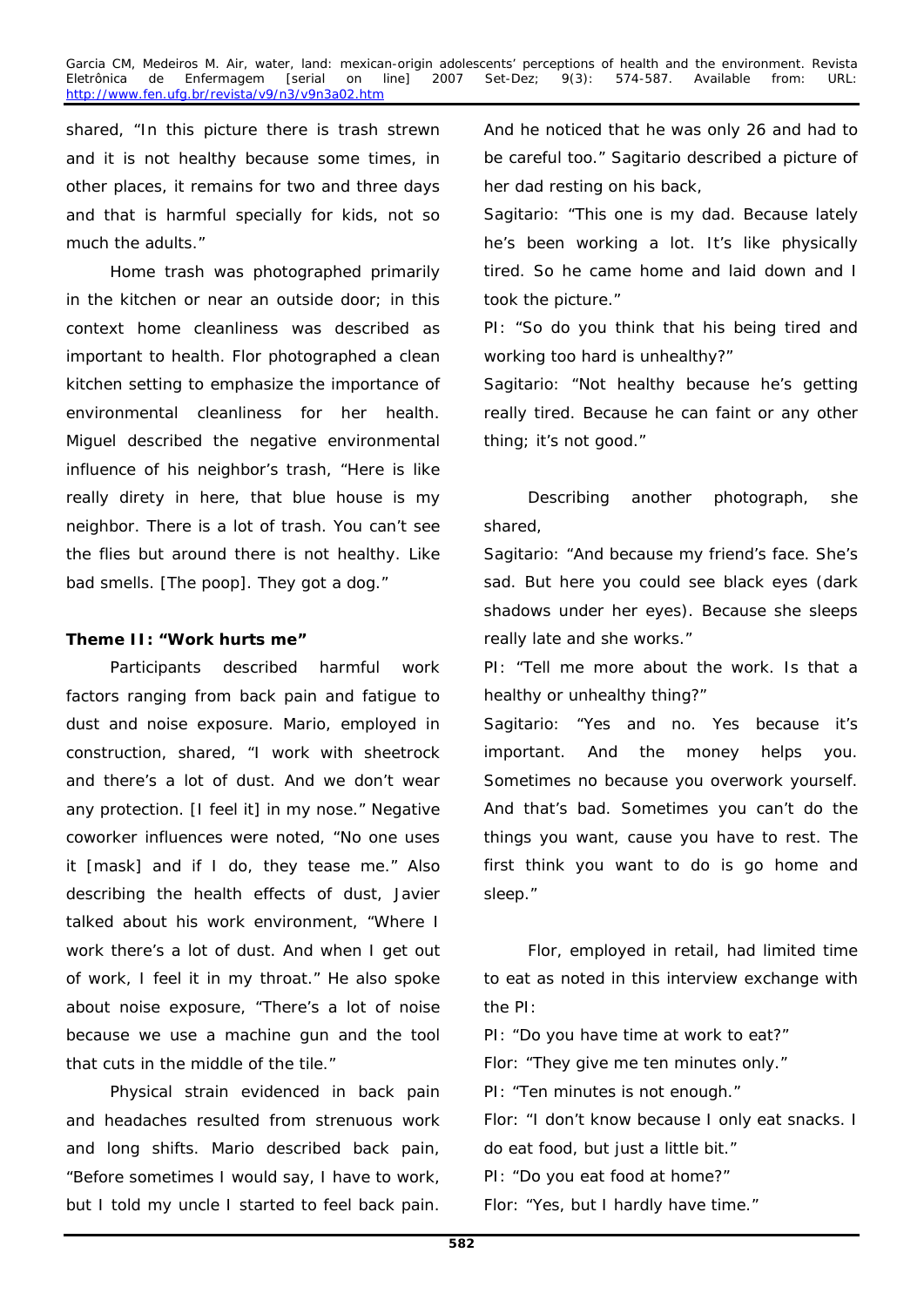shared, "In this picture there is trash strewn and it is not healthy because some times, in other places, it remains for two and three days and that is harmful specially for kids, not so much the adults."

Home trash was photographed primarily in the kitchen or near an outside door; in this context home cleanliness was described as important to health. Flor photographed a clean kitchen setting to emphasize the importance of environmental cleanliness for her health. Miguel described the negative environmental influence of his neighbor's trash, "Here is like really direty in here, that blue house is my neighbor. There is a lot of trash. You can't see the flies but around there is not healthy. Like bad smells. [The poop]. They got a dog."

**Theme II: "Work hurts me"**

Participants described harmful work factors ranging from back pain and fatigue to dust and noise exposure. Mario, employed in construction, shared, "I work with sheetrock and there's a lot of dust. And we don't wear any protection. [I feel it] in my nose." Negative coworker influences were noted, "No one uses it [mask] and if I do, they tease me." Also describing the health effects of dust, Javier talked about his work environment, "Where I work there's a lot of dust. And when I get out of work, I feel it in my throat." He also spoke about noise exposure, "There's a lot of noise because we use a machine gun and the tool that cuts in the middle of the tile."

Physical strain evidenced in back pain and headaches resulted from strenuous work and long shifts. Mario described back pain, "Before sometimes I would say, I have to work, but I told my uncle I started to feel back pain. And he noticed that he was only 26 and had to be careful too." Sagitario described a picture of her dad resting on his back,

Sagitario: "This one is my dad. Because lately he's been working a lot. It's like physically tired. So he came home and laid down and I took the picture."

PI: "So do you think that his being tired and working too hard is unhealthy?"

Sagitario: "Not healthy because he's getting really tired. Because he can faint or any other thing; it's not good."

Describing another photograph, she shared,

Sagitario: "And because my friend's face. She's sad. But here you could see black eyes (dark shadows under her eyes). Because she sleeps really late and she works."

PI: "Tell me more about the work. Is that a healthy or unhealthy thing?"

Sagitario: "Yes and no. Yes because it's important. And the money helps you. Sometimes no because you overwork yourself. And that's bad. Sometimes you can't do the things you want, cause you have to rest. The first think you want to do is go home and sleep."

Flor, employed in retail, had limited time to eat as noted in this interview exchange with the PI:

PI: "Do you have time at work to eat?"

Flor: "They give me ten minutes only."

PI: "Ten minutes is not enough."

Flor: "I don't know because I only eat snacks. I do eat food, but just a little bit."

PI: "Do you eat food at home?"

Flor: "Yes, but I hardly have time."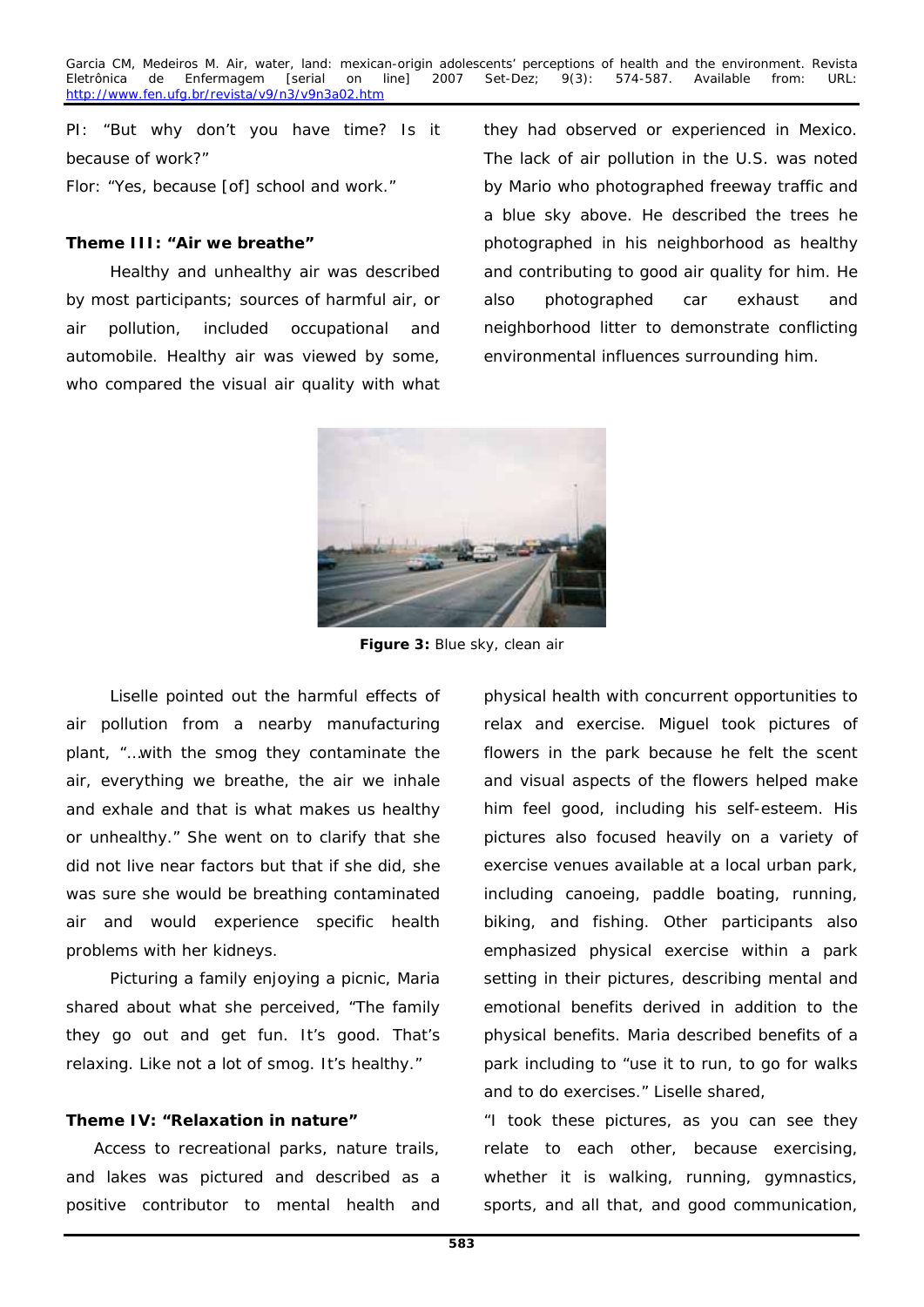PI: "But why don't you have time? Is it because of work?"

Flor: "Yes, because [of] school and work."

**Theme III: "Air we breathe"**

Healthy and unhealthy air was described by most participants; sources of harmful air, or air pollution, included occupational and automobile. Healthy air was viewed by some, who compared the visual air quality with what they had observed or experienced in Mexico. The lack of air pollution in the U.S. was noted by Mario who photographed freeway traffic and a blue sky above. He described the trees he photographed in his neighborhood as healthy and contributing to good air quality for him. He also photographed car exhaust and neighborhood litter to demonstrate conflicting environmental influences surrounding him.

**Figure 3:** Blue sky, clean air

Liselle pointed out the harmful effects of air pollution from a nearby manufacturing plant, "…with the smog they contaminate the air, everything we breathe, the air we inhale and exhale and that is what makes us healthy or unhealthy." She went on to clarify that she did not live near factors but that if she did, she was sure she would be breathing contaminated air and would experience specific health problems with her kidneys.

Picturing a family enjoying a picnic, Maria shared about what she perceived, "The family they go out and get fun. It's good. That's relaxing. Like not a lot of smog. It's healthy."

**Theme IV: "Relaxation in nature"**

Access to recreational parks, nature trails, and lakes was pictured and described as a positive contributor to mental health and physical health with concurrent opportunities to relax and exercise. Miguel took pictures of flowers in the park because he felt the scent and visual aspects of the flowers helped make him feel good, including his self-esteem. His pictures also focused heavily on a variety of exercise venues available at a local urban park, including canoeing, paddle boating, running, biking, and fishing. Other participants also emphasized physical exercise within a park setting in their pictures, describing mental and emotional benefits derived in addition to the physical benefits. Maria described benefits of a park including to "use it to run, to go for walks and to do exercises." Liselle shared,

"I took these pictures, as you can see they relate to each other, because exercising, whether it is walking, running, gymnastics, sports, and all that, and good communication,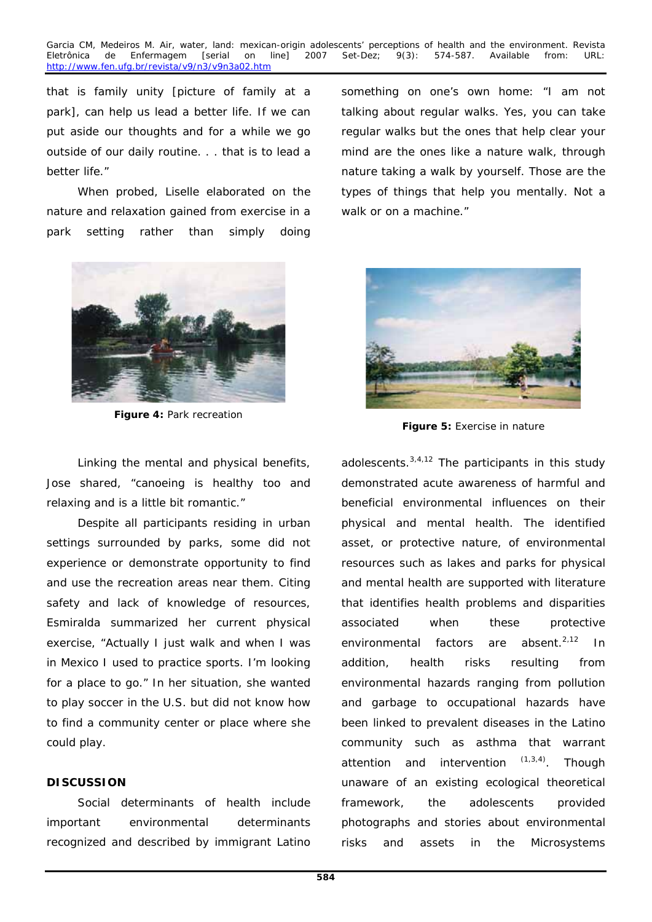that is family unity [picture of family at a park], can help us lead a better life. If we can put aside our thoughts and for a while we go outside of our daily routine. . . that is to lead a better life."

When probed, Liselle elaborated on the nature and relaxation gained from exercise in a park setting rather than simply doing something on one's own home: "I am not talking about regular walks. Yes, you can take regular walks but the ones that help clear your mind are the ones like a nature walk, through nature taking a walk by yourself. Those are the types of things that help you mentally. Not a walk or on a machine."

**Figure 4:** Park recreation

**Figure 5:** Exercise in nature

Linking the mental and physical benefits, Jose shared, "canoeing is healthy too and relaxing and is a little bit romantic."

Despite all participants residing in urban settings surrounded by parks, some did not experience or demonstrate opportunity to find and use the recreation areas near them. Citing safety and lack of knowledge of resources, Esmiralda summarized her current physical exercise, "Actually I just walk and when I was in Mexico I used to practice sports. I'm looking for a place to go." In her situation, she wanted to play soccer in the U.S. but did not know how to find a community center or place where she could play.

## DISCUSSION

Social determinants of health include important environmental determinants recognized and described by immigrant Latino adolescents.[3,4,12] The participants in this study demonstrated acute awareness of harmful and beneficial environmental influences on their physical and mental health. The identified asset, or protective nature, of environmental resources such as lakes and parks for physical and mental health are supported with literature that identifies health problems and disparities associated when these protective environmental factors are absent.[2,12] In addition, health risks resulting from environmental hazards ranging from pollution and garbage to occupational hazards have been linked to prevalent diseases in the Latino community such as asthma that warrant attention and intervention [(1,3,4)]. Though unaware of an existing ecological theoretical framework, the adolescents provided photographs and stories about environmental risks and assets in the Microsystems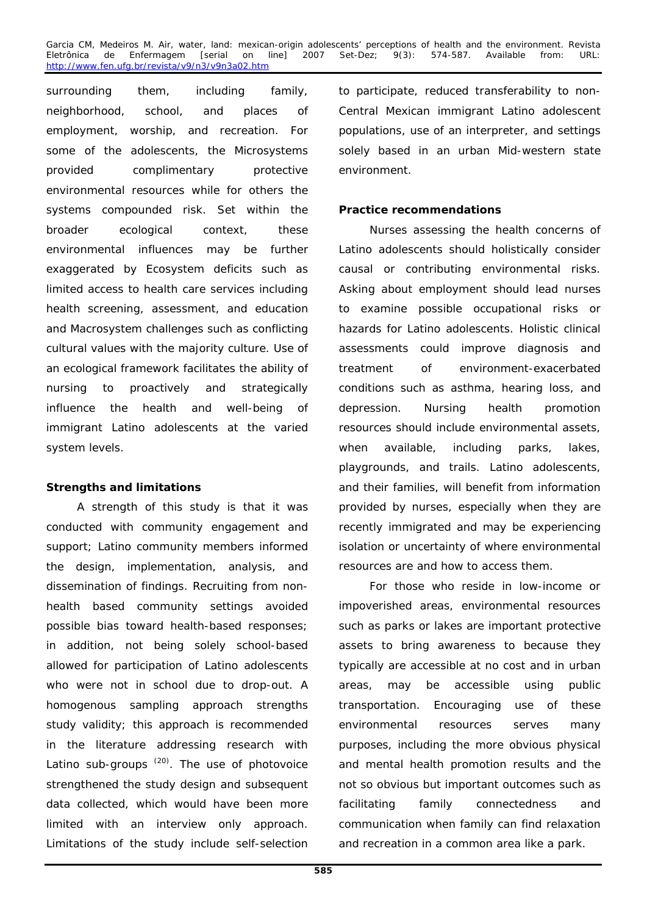surrounding them, including family, neighborhood, school, and places of employment, worship, and recreation. For some of the adolescents, the Microsystems provided complimentary protective environmental resources while for others the systems compounded risk. Set within the broader ecological context, these environmental influences may be further exaggerated by Ecosystem deficits such as limited access to health care services including health screening, assessment, and education and Macrosystem challenges such as conflicting cultural values with the majority culture. Use of an ecological framework facilitates the ability of nursing to proactively and strategically influence the health and well-being of immigrant Latino adolescents at the varied system levels.

**Strengths and limitations**

A strength of this study is that it was conducted with community engagement and support; Latino community members informed the design, implementation, analysis, and dissemination of findings. Recruiting from non-health based community settings avoided possible bias toward health-based responses; in addition, not being solely school-based allowed for participation of Latino adolescents who were not in school due to drop-out. A homogenous sampling approach strengths study validity; this approach is recommended in the literature addressing research with Latino sub-groups [20]. The use of photovoice strengthened the study design and subsequent data collected, which would have been more limited with an interview only approach. Limitations of the study include self-selection to participate, reduced transferability to non-Central Mexican immigrant Latino adolescent populations, use of an interpreter, and settings solely based in an urban Mid-western state environment.

**Practice recommendations**

Nurses assessing the health concerns of Latino adolescents should holistically consider causal or contributing environmental risks. Asking about employment should lead nurses to examine possible occupational risks or hazards for Latino adolescents. Holistic clinical assessments could improve diagnosis and treatment of environment-exacerbated conditions such as asthma, hearing loss, and depression. Nursing health promotion resources should include environmental assets, when available, including parks, lakes, playgrounds, and trails. Latino adolescents, and their families, will benefit from information provided by nurses, especially when they are recently immigrated and may be experiencing isolation or uncertainty of where environmental resources are and how to access them.

For those who reside in low-income or impoverished areas, environmental resources such as parks or lakes are important protective assets to bring awareness to because they typically are accessible at no cost and in urban areas, may be accessible using public transportation. Encouraging use of these environmental resources serves many purposes, including the more obvious physical and mental health promotion results and the not so obvious but important outcomes such as facilitating family connectedness and communication when family can find relaxation and recreation in a common area like a park.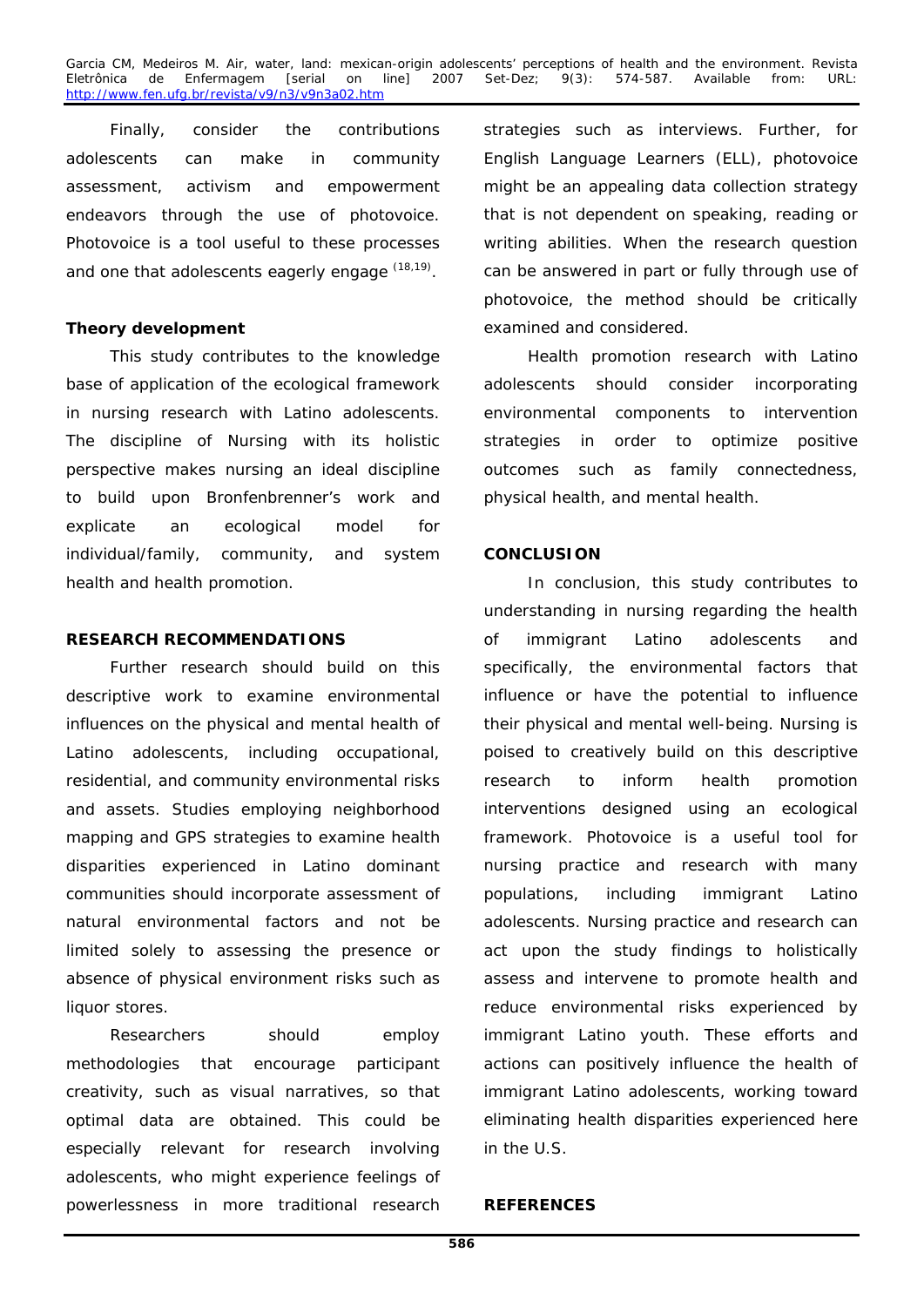Finally, consider the contributions adolescents can make in community assessment, activism and empowerment endeavors through the use of photovoice. Photovoice is a tool useful to these processes and one that adolescents eagerly engage [18,19].

### Theory development

This study contributes to the knowledge base of application of the ecological framework in nursing research with Latino adolescents. The discipline of Nursing with its holistic perspective makes nursing an ideal discipline to build upon Bronfenbrenner's work and explicate an ecological model for individual/family, community, and system health and health promotion.

## RESEARCH RECOMMENDATIONS

Further research should build on this descriptive work to examine environmental influences on the physical and mental health of Latino adolescents, including occupational, residential, and community environmental risks and assets. Studies employing neighborhood mapping and GPS strategies to examine health disparities experienced in Latino dominant communities should incorporate assessment of natural environmental factors and not be limited solely to assessing the presence or absence of physical environment risks such as liquor stores.

Researchers should employ methodologies that encourage participant creativity, such as visual narratives, so that optimal data are obtained. This could be especially relevant for research involving adolescents, who might experience feelings of powerlessness in more traditional research strategies such as interviews. Further, for English Language Learners (ELL), photovoice might be an appealing data collection strategy that is not dependent on speaking, reading or writing abilities. When the research question can be answered in part or fully through use of photovoice, the method should be critically examined and considered.

Health promotion research with Latino adolescents should consider incorporating environmental components to intervention strategies in order to optimize positive outcomes such as family connectedness, physical health, and mental health.

## CONCLUSION

In conclusion, this study contributes to understanding in nursing regarding the health of immigrant Latino adolescents and specifically, the environmental factors that influence or have the potential to influence their physical and mental well-being. Nursing is poised to creatively build on this descriptive research to inform health promotion interventions designed using an ecological framework. Photovoice is a useful tool for nursing practice and research with many populations, including immigrant Latino adolescents. Nursing practice and research can act upon the study findings to holistically assess and intervene to promote health and reduce environmental risks experienced by immigrant Latino youth. These efforts and actions can positively influence the health of immigrant Latino adolescents, working toward eliminating health disparities experienced here in the U.S.

## REFERENCES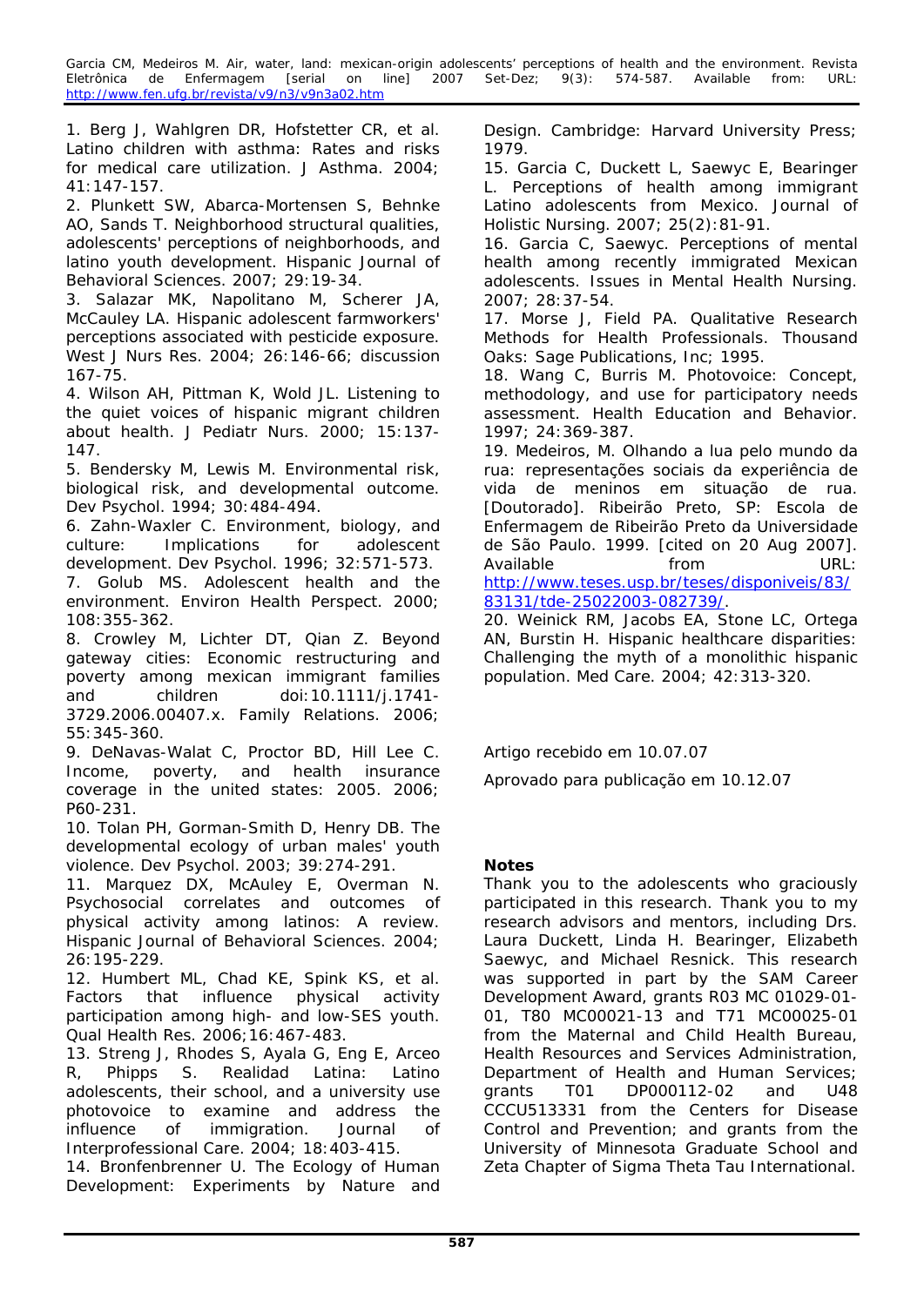1. Berg J, Wahlgren DR, Hofstetter CR, et al. Latino children with asthma: Rates and risks for medical care utilization. J Asthma. 2004; 41:147-157.

2. Plunkett SW, Abarca-Mortensen S, Behnke AO, Sands T. Neighborhood structural qualities, adolescents' perceptions of neighborhoods, and latino youth development. Hispanic Journal of Behavioral Sciences. 2007; 29:19-34.

3. Salazar MK, Napolitano M, Scherer JA, McCauley LA. Hispanic adolescent farmworkers' perceptions associated with pesticide exposure. West J Nurs Res. 2004; 26:146-66; discussion 167-75.

4. Wilson AH, Pittman K, Wold JL. Listening to the quiet voices of hispanic migrant children about health. J Pediatr Nurs. 2000; 15:137-147.

5. Bendersky M, Lewis M. Environmental risk, biological risk, and developmental outcome. Dev Psychol. 1994; 30:484-494.

6. Zahn-Waxler C. Environment, biology, and culture: Implications for adolescent development. Dev Psychol. 1996; 32:571-573.

7. Golub MS. Adolescent health and the environment. Environ Health Perspect. 2000; 108:355-362.

8. Crowley M, Lichter DT, Qian Z. Beyond gateway cities: Economic restructuring and poverty among mexican immigrant families and children doi:10.1111/j.1741-3729.2006.00407.x. Family Relations. 2006; 55:345-360.

9. DeNavas-Walat C, Proctor BD, Hill Lee C. Income, poverty, and health insurance coverage in the united states: 2005. 2006; P60-231.

10. Tolan PH, Gorman-Smith D, Henry DB. The developmental ecology of urban males' youth violence. Dev Psychol. 2003; 39:274-291.

11. Marquez DX, McAuley E, Overman N. Psychosocial correlates and outcomes of physical activity among latinos: A review. Hispanic Journal of Behavioral Sciences. 2004; 26:195-229.

12. Humbert ML, Chad KE, Spink KS, et al. Factors that influence physical activity participation among high- and low-SES youth. Qual Health Res. 2006;16:467-483.

13. Streng J, Rhodes S, Ayala G, Eng E, Arceo R, Phipps S. Realidad Latina: Latino adolescents, their school, and a university use photovoice to examine and address the influence of immigration. Journal of Interprofessional Care. 2004; 18:403-415.

14. Bronfenbrenner U. The Ecology of Human Development: Experiments by Nature and Design. Cambridge: Harvard University Press; 1979.

15. Garcia C, Duckett L, Saewyc E, Bearinger L. Perceptions of health among immigrant Latino adolescents from Mexico. Journal of Holistic Nursing. 2007; 25(2):81-91.

16. Garcia C, Saewyc. Perceptions of mental health among recently immigrated Mexican adolescents. Issues in Mental Health Nursing. 2007; 28:37-54.

17. Morse J, Field PA. Qualitative Research Methods for Health Professionals. Thousand Oaks: Sage Publications, Inc; 1995.

18. Wang C, Burris M. Photovoice: Concept, methodology, and use for participatory needs assessment. Health Education and Behavior. 1997; 24:369-387.

19. Medeiros, M. Olhando a lua pelo mundo da rua: representações sociais da experiência de vida de meninos em situação de rua. [Doutorado]. Ribeirão Preto, SP: Escola de Enfermagem de Ribeirão Preto da Universidade de São Paulo. 1999. [cited on 20 Aug 2007]. Available from URL: http://www.teses.usp.br/teses/disponiveis/83/83131/tde-25022003-082739/.

20. Weinick RM, Jacobs EA, Stone LC, Ortega AN, Burstin H. Hispanic healthcare disparities: Challenging the myth of a monolithic hispanic population. Med Care. 2004; 42:313-320.

Artigo recebido em 10.07.07

Aprovado para publicação em 10.12.07

**Notes**

Thank you to the adolescents who graciously participated in this research. Thank you to my research advisors and mentors, including Drs. Laura Duckett, Linda H. Bearinger, Elizabeth Saewyc, and Michael Resnick. This research was supported in part by the SAM Career Development Award, grants R03 MC 01029-01-01, T80 MC00021-13 and T71 MC00025-01 from the Maternal and Child Health Bureau, Health Resources and Services Administration, Department of Health and Human Services; grants T01 DP000112-02 and U48 CCCU513331 from the Centers for Disease Control and Prevention; and grants from the University of Minnesota Graduate School and Zeta Chapter of Sigma Theta Tau International.